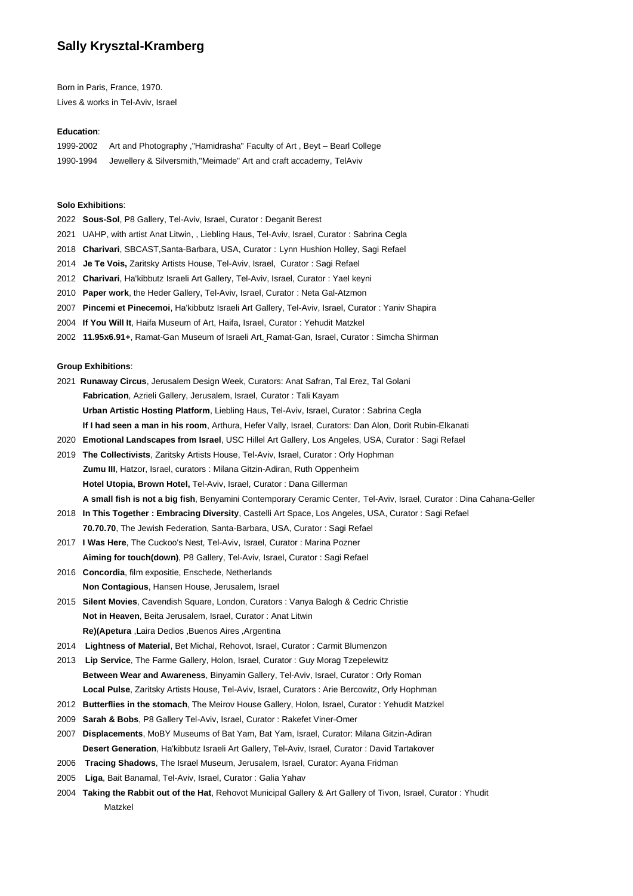# Sally Krysztal-Kramberg

Born in Paris, France, 1970.
Lives & works in Tel-Aviv, Israel

**Education**:

1999-2002 Art and Photography ,"Hamidrasha" Faculty of Art , Beyt – Bearl College
1990-1994 Jewellery & Silversmith,"Meimade" Art and craft accademy, TelAviv

**Solo Exhibitions**:

2022 **Sous-Sol**, P8 Gallery, Tel-Aviv, Israel, Curator : Deganit Berest
2021 UAHP, with artist Anat Litwin, , Liebling Haus, Tel-Aviv, Israel, Curator : Sabrina Cegla
2018 **Charivari**, SBCAST,Santa-Barbara, USA, Curator : Lynn Hushion Holley, Sagi Refael
2014 **Je Te Vois,** Zaritsky Artists House, Tel-Aviv, Israel, Curator : Sagi Refael
2012 **Charivari**, Ha'kibbutz Israeli Art Gallery, Tel-Aviv, Israel, Curator : Yael keyni
2010 **Paper work**, the Heder Gallery, Tel-Aviv, Israel, Curator : Neta Gal-Atzmon
2007 **Pincemi et Pinecemoi**, Ha'kibbutz Israeli Art Gallery, Tel-Aviv, Israel, Curator : Yaniv Shapira
2004 **If You Will It**, Haifa Museum of Art, Haifa, Israel, Curator : Yehudit Matzkel
2002 **11.95x6.91+**, Ramat-Gan Museum of Israeli Art, Ramat-Gan, Israel, Curator : Simcha Shirman

**Group Exhibitions**:

2021 **Runaway Circus**, Jerusalem Design Week, Curators: Anat Safran, Tal Erez, Tal Golani
**Fabrication**, Azrieli Gallery, Jerusalem, Israel, Curator : Tali Kayam
**Urban Artistic Hosting Platform**, Liebling Haus, Tel-Aviv, Israel, Curator : Sabrina Cegla
**If I had seen a man in his room**, Arthura, Hefer Vally, Israel, Curators: Dan Alon, Dorit Rubin-Elkanati
2020 **Emotional Landscapes from Israel**, USC Hillel Art Gallery, Los Angeles, USA, Curator : Sagi Refael
2019 **The Collectivists**, Zaritsky Artists House, Tel-Aviv, Israel, Curator : Orly Hophman
**Zumu III**, Hatzor, Israel, curators : Milana Gitzin-Adiran, Ruth Oppenheim
**Hotel Utopia, Brown Hotel,** Tel-Aviv, Israel, Curator : Dana Gillerman
**A small fish is not a big fish**, Benyamini Contemporary Ceramic Center, Tel-Aviv, Israel, Curator : Dina Cahana-Geller
2018 **In This Together : Embracing Diversity**, Castelli Art Space, Los Angeles, USA, Curator : Sagi Refael
**70.70.70**, The Jewish Federation, Santa-Barbara, USA, Curator : Sagi Refael
2017 **I Was Here**, The Cuckoo's Nest, Tel-Aviv, Israel, Curator : Marina Pozner
**Aiming for touch(down)**, P8 Gallery, Tel-Aviv, Israel, Curator : Sagi Refael
2016 **Concordia**, film expositie, Enschede, Netherlands
**Non Contagious**, Hansen House, Jerusalem, Israel
2015 **Silent Movies**, Cavendish Square, London, Curators : Vanya Balogh & Cedric Christie
**Not in Heaven**, Beita Jerusalem, Israel, Curator : Anat Litwin
**Re)(Apetura** ,Laira Dedios ,Buenos Aires ,Argentina
2014 **Lightness of Material**, Bet Michal, Rehovot, Israel, Curator : Carmit Blumenzon
2013 **Lip Service**, The Farme Gallery, Holon, Israel, Curator : Guy Morag Tzepelewitz
**Between Wear and Awareness**, Binyamin Gallery, Tel-Aviv, Israel, Curator : Orly Roman
**Local Pulse**, Zaritsky Artists House, Tel-Aviv, Israel, Curators : Arie Bercowitz, Orly Hophman
2012 **Butterflies in the stomach**, The Meirov House Gallery, Holon, Israel, Curator : Yehudit Matzkel
2009 **Sarah & Bobs**, P8 Gallery Tel-Aviv, Israel, Curator : Rakefet Viner-Omer
2007 **Displacements**, MoBY Museums of Bat Yam, Bat Yam, Israel, Curator: Milana Gitzin-Adiran
**Desert Generation**, Ha'kibbutz Israeli Art Gallery, Tel-Aviv, Israel, Curator : David Tartakover
2006 **Tracing Shadows**, The Israel Museum, Jerusalem, Israel, Curator: Ayana Fridman
2005 **Liga**, Bait Banamal, Tel-Aviv, Israel, Curator : Galia Yahav
2004 **Taking the Rabbit out of the Hat**, Rehovot Municipal Gallery & Art Gallery of Tivon, Israel, Curator : Yhudit Matzkel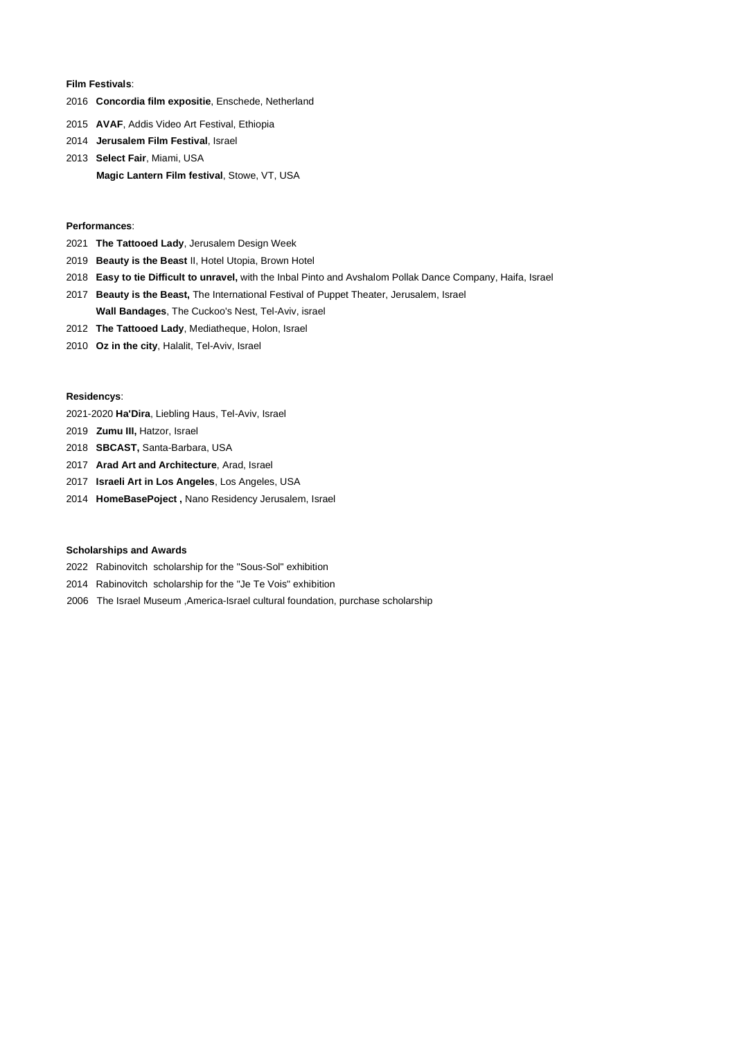**Film Festivals**:

2016 **Concordia film expositie**, Enschede, Netherland

2015 **AVAF**, Addis Video Art Festival, Ethiopia

2014 **Jerusalem Film Festival**, Israel

2013 **Select Fair**, Miami, USA

**Magic Lantern Film festival**, Stowe, VT, USA

**Performances**:

2021 **The Tattooed Lady**, Jerusalem Design Week

2019 **Beauty is the Beast** II, Hotel Utopia, Brown Hotel

2018 **Easy to tie Difficult to unravel,** with the Inbal Pinto and Avshalom Pollak Dance Company, Haifa, Israel

2017 **Beauty is the Beast,** The International Festival of Puppet Theater, Jerusalem, Israel

**Wall Bandages**, The Cuckoo's Nest, Tel-Aviv, israel

2012 **The Tattooed Lady**, Mediatheque, Holon, Israel

2010 **Oz in the city**, Halalit, Tel-Aviv, Israel

**Residencys**:

2021-2020 **Ha'Dira**, Liebling Haus, Tel-Aviv, Israel

2019 **Zumu III,** Hatzor, Israel

2018 **SBCAST,** Santa-Barbara, USA

2017 **Arad Art and Architecture**, Arad, Israel

2017 **Israeli Art in Los Angeles**, Los Angeles, USA

2014 **HomeBasePoject ,** Nano Residency Jerusalem, Israel

**Scholarships and Awards**

2022 Rabinovitch scholarship for the "Sous-Sol" exhibition

2014 Rabinovitch scholarship for the "Je Te Vois" exhibition

2006 The Israel Museum ,America-Israel cultural foundation, purchase scholarship